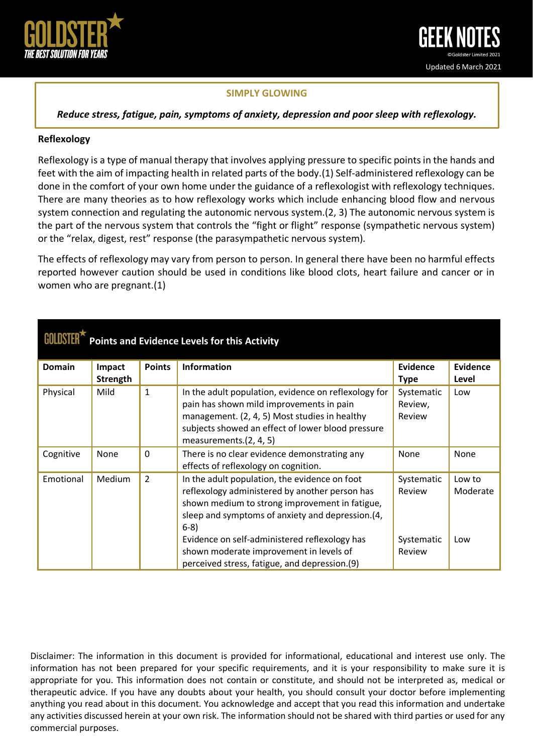## SIMPLY GLOWING

***Reduce stress, fatigue, pain, symptoms of anxiety, depression and poor sleep with reflexology.***

**Reflexology**

Reflexology is a type of manual therapy that involves applying pressure to specific points in the hands and feet with the aim of impacting health in related parts of the body.(1) Self-administered reflexology can be done in the comfort of your own home under the guidance of a reflexologist with reflexology techniques. There are many theories as to how reflexology works which include enhancing blood flow and nervous system connection and regulating the autonomic nervous system.(2, 3) The autonomic nervous system is the part of the nervous system that controls the "fight or flight" response (sympathetic nervous system) or the "relax, digest, rest" response (the parasympathetic nervous system).

The effects of reflexology may vary from person to person. In general there have been no harmful effects reported however caution should be used in conditions like blood clots, heart failure and cancer or in women who are pregnant.(1)

**GOLDSTER Points and Evidence Levels for this Activity**

| Domain | Impact Strength | Points | Information | Evidence Type | Evidence Level |
|---|---|---|---|---|---|
| Physical | Mild | 1 | In the adult population, evidence on reflexology for pain has shown mild improvements in pain management. (2, 4, 5) Most studies in healthy subjects showed an effect of lower blood pressure measurements.(2, 4, 5) | Systematic Review, Review | Low |
| Cognitive | None | 0 | There is no clear evidence demonstrating any effects of reflexology on cognition. | None | None |
| Emotional | Medium | 2 | In the adult population, the evidence on foot reflexology administered by another person has shown medium to strong improvement in fatigue, sleep and symptoms of anxiety and depression.(4, 6-8) | Systematic Review | Low to Moderate |
| | | | Evidence on self-administered reflexology has shown moderate improvement in levels of perceived stress, fatigue, and depression.(9) | Systematic Review | Low |

Disclaimer: The information in this document is provided for informational, educational and interest use only. The information has not been prepared for your specific requirements, and it is your responsibility to make sure it is appropriate for you. This information does not contain or constitute, and should not be interpreted as, medical or therapeutic advice. If you have any doubts about your health, you should consult your doctor before implementing anything you read about in this document. You acknowledge and accept that you read this information and undertake any activities discussed herein at your own risk. The information should not be shared with third parties or used for any commercial purposes.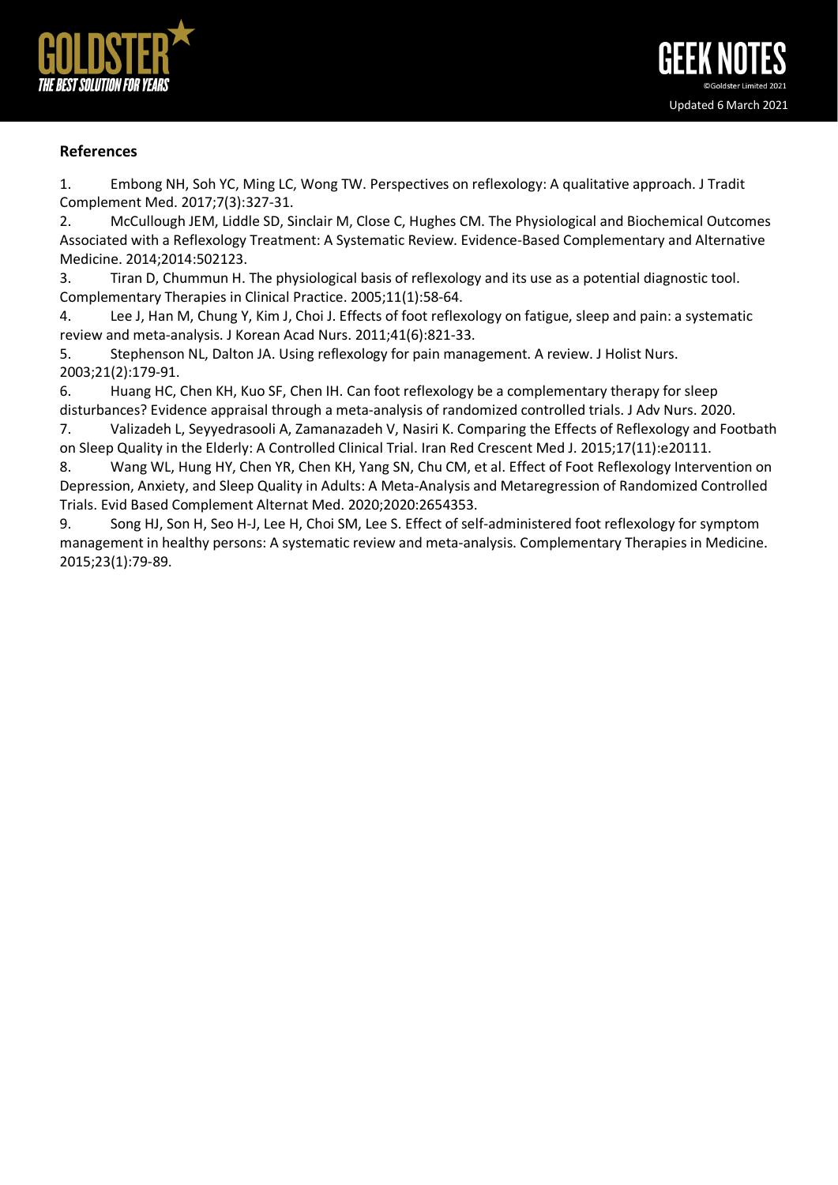## References

1. Embong NH, Soh YC, Ming LC, Wong TW. Perspectives on reflexology: A qualitative approach. J Tradit Complement Med. 2017;7(3):327-31.
2. McCullough JEM, Liddle SD, Sinclair M, Close C, Hughes CM. The Physiological and Biochemical Outcomes Associated with a Reflexology Treatment: A Systematic Review. Evidence-Based Complementary and Alternative Medicine. 2014;2014:502123.
3. Tiran D, Chummun H. The physiological basis of reflexology and its use as a potential diagnostic tool. Complementary Therapies in Clinical Practice. 2005;11(1):58-64.
4. Lee J, Han M, Chung Y, Kim J, Choi J. Effects of foot reflexology on fatigue, sleep and pain: a systematic review and meta-analysis. J Korean Acad Nurs. 2011;41(6):821-33.
5. Stephenson NL, Dalton JA. Using reflexology for pain management. A review. J Holist Nurs. 2003;21(2):179-91.
6. Huang HC, Chen KH, Kuo SF, Chen IH. Can foot reflexology be a complementary therapy for sleep disturbances? Evidence appraisal through a meta-analysis of randomized controlled trials. J Adv Nurs. 2020.
7. Valizadeh L, Seyyedrasooli A, Zamanazadeh V, Nasiri K. Comparing the Effects of Reflexology and Footbath on Sleep Quality in the Elderly: A Controlled Clinical Trial. Iran Red Crescent Med J. 2015;17(11):e20111.
8. Wang WL, Hung HY, Chen YR, Chen KH, Yang SN, Chu CM, et al. Effect of Foot Reflexology Intervention on Depression, Anxiety, and Sleep Quality in Adults: A Meta-Analysis and Metaregression of Randomized Controlled Trials. Evid Based Complement Alternat Med. 2020;2020:2654353.
9. Song HJ, Son H, Seo H-J, Lee H, Choi SM, Lee S. Effect of self-administered foot reflexology for symptom management in healthy persons: A systematic review and meta-analysis. Complementary Therapies in Medicine. 2015;23(1):79-89.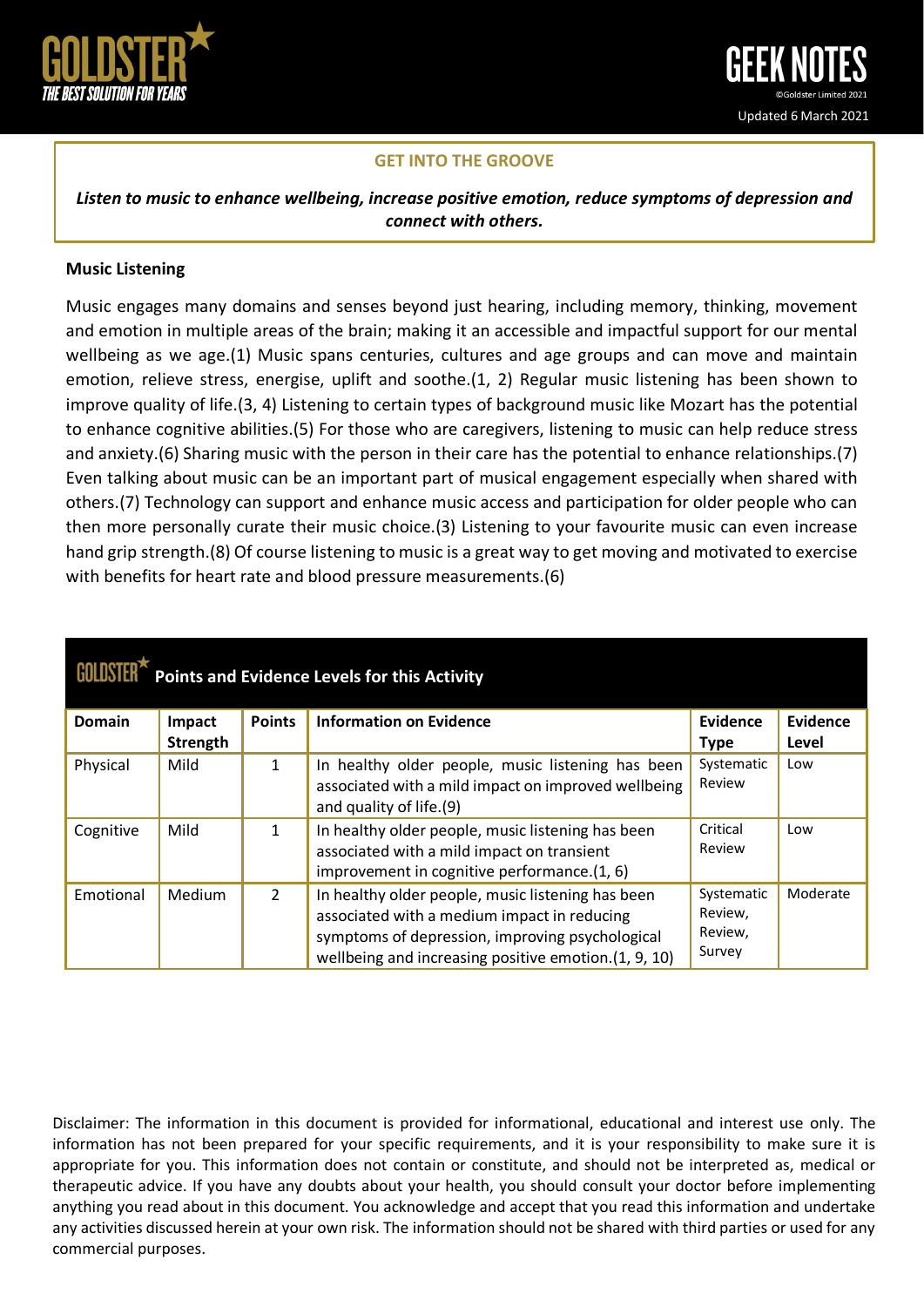## GET INTO THE GROOVE

***Listen to music to enhance wellbeing, increase positive emotion, reduce symptoms of depression and connect with others.***

**Music Listening**

Music engages many domains and senses beyond just hearing, including memory, thinking, movement and emotion in multiple areas of the brain; making it an accessible and impactful support for our mental wellbeing as we age.(1) Music spans centuries, cultures and age groups and can move and maintain emotion, relieve stress, energise, uplift and soothe.(1, 2) Regular music listening has been shown to improve quality of life.(3, 4) Listening to certain types of background music like Mozart has the potential to enhance cognitive abilities.(5) For those who are caregivers, listening to music can help reduce stress and anxiety.(6) Sharing music with the person in their care has the potential to enhance relationships.(7) Even talking about music can be an important part of musical engagement especially when shared with others.(7) Technology can support and enhance music access and participation for older people who can then more personally curate their music choice.(3) Listening to your favourite music can even increase hand grip strength.(8) Of course listening to music is a great way to get moving and motivated to exercise with benefits for heart rate and blood pressure measurements.(6)

**GOLDSTER Points and Evidence Levels for this Activity**

| Domain | Impact Strength | Points | Information on Evidence | Evidence Type | Evidence Level |
|---|---|---|---|---|---|
| Physical | Mild | 1 | In healthy older people, music listening has been associated with a mild impact on improved wellbeing and quality of life.(9) | Systematic Review | Low |
| Cognitive | Mild | 1 | In healthy older people, music listening has been associated with a mild impact on transient improvement in cognitive performance.(1, 6) | Critical Review | Low |
| Emotional | Medium | 2 | In healthy older people, music listening has been associated with a medium impact in reducing symptoms of depression, improving psychological wellbeing and increasing positive emotion.(1, 9, 10) | Systematic Review, Review, Survey | Moderate |

Disclaimer: The information in this document is provided for informational, educational and interest use only. The information has not been prepared for your specific requirements, and it is your responsibility to make sure it is appropriate for you. This information does not contain or constitute, and should not be interpreted as, medical or therapeutic advice. If you have any doubts about your health, you should consult your doctor before implementing anything you read about in this document. You acknowledge and accept that you read this information and undertake any activities discussed herein at your own risk. The information should not be shared with third parties or used for any commercial purposes.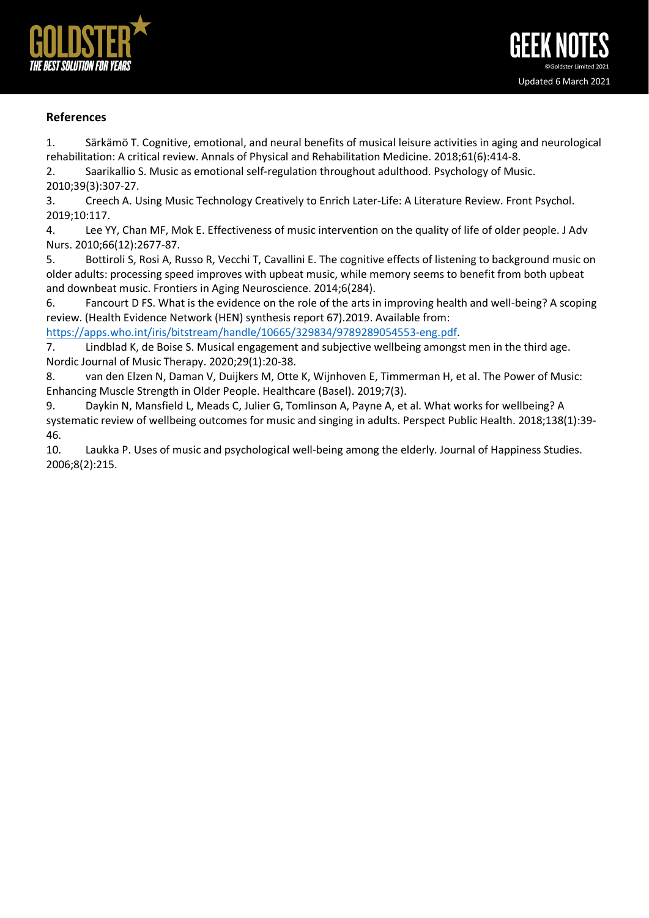## References

1. Särkämö T. Cognitive, emotional, and neural benefits of musical leisure activities in aging and neurological rehabilitation: A critical review. Annals of Physical and Rehabilitation Medicine. 2018;61(6):414-8.
2. Saarikallio S. Music as emotional self-regulation throughout adulthood. Psychology of Music. 2010;39(3):307-27.
3. Creech A. Using Music Technology Creatively to Enrich Later-Life: A Literature Review. Front Psychol. 2019;10:117.
4. Lee YY, Chan MF, Mok E. Effectiveness of music intervention on the quality of life of older people. J Adv Nurs. 2010;66(12):2677-87.
5. Bottiroli S, Rosi A, Russo R, Vecchi T, Cavallini E. The cognitive effects of listening to background music on older adults: processing speed improves with upbeat music, while memory seems to benefit from both upbeat and downbeat music. Frontiers in Aging Neuroscience. 2014;6(284).
6. Fancourt D FS. What is the evidence on the role of the arts in improving health and well-being? A scoping review. (Health Evidence Network (HEN) synthesis report 67).2019. Available from: https://apps.who.int/iris/bitstream/handle/10665/329834/9789289054553-eng.pdf.
7. Lindblad K, de Boise S. Musical engagement and subjective wellbeing amongst men in the third age. Nordic Journal of Music Therapy. 2020;29(1):20-38.
8. van den Elzen N, Daman V, Duijkers M, Otte K, Wijnhoven E, Timmerman H, et al. The Power of Music: Enhancing Muscle Strength in Older People. Healthcare (Basel). 2019;7(3).
9. Daykin N, Mansfield L, Meads C, Julier G, Tomlinson A, Payne A, et al. What works for wellbeing? A systematic review of wellbeing outcomes for music and singing in adults. Perspect Public Health. 2018;138(1):39-46.
10. Laukka P. Uses of music and psychological well-being among the elderly. Journal of Happiness Studies. 2006;8(2):215.